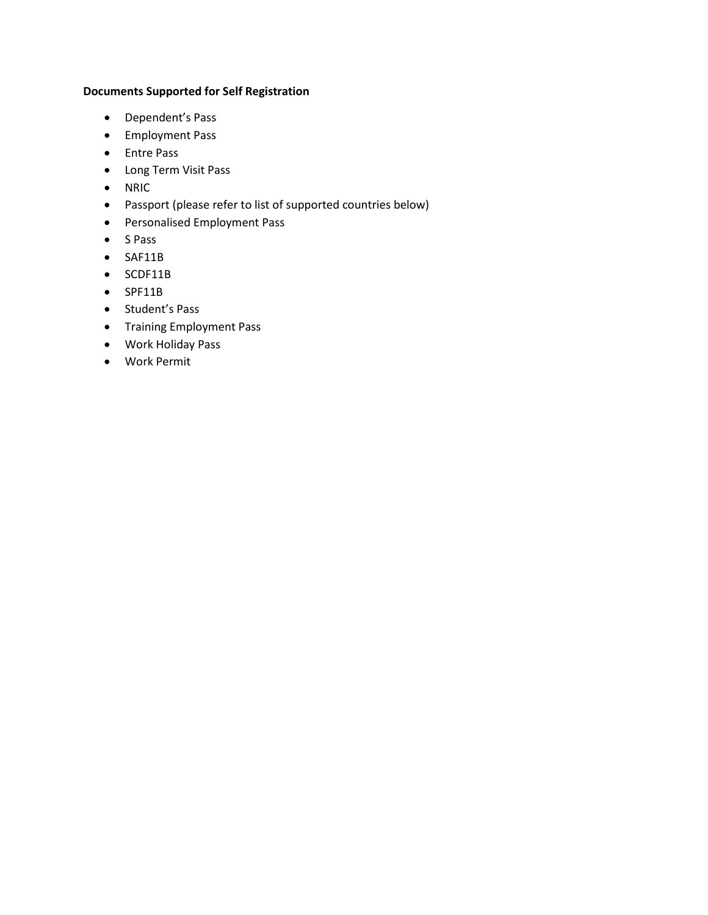**Documents Supported for Self Registration**

- Dependent's Pass
- Employment Pass
- Entre Pass
- Long Term Visit Pass
- NRIC
- Passport (please refer to list of supported countries below)
- Personalised Employment Pass
- S Pass
- SAF11B
- SCDF11B
- SPF11B
- Student's Pass
- Training Employment Pass
- Work Holiday Pass
- Work Permit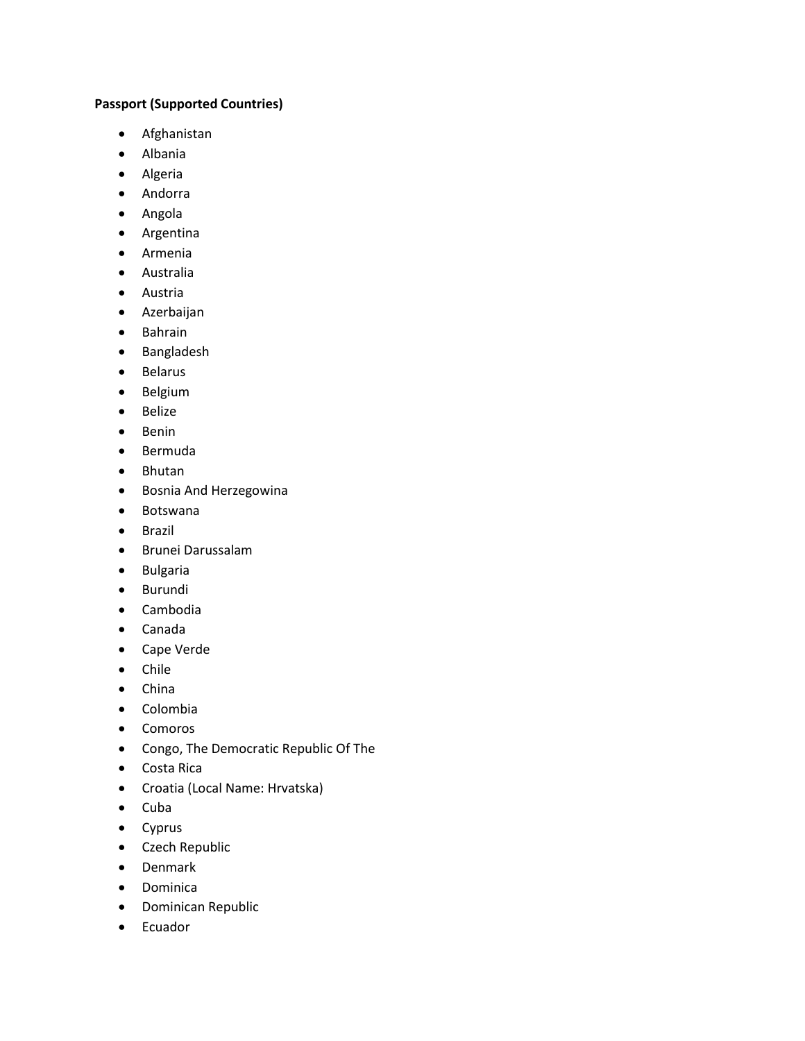**Passport (Supported Countries)**

- Afghanistan
- Albania
- Algeria
- Andorra
- Angola
- Argentina
- Armenia
- Australia
- Austria
- Azerbaijan
- Bahrain
- Bangladesh
- Belarus
- Belgium
- Belize
- Benin
- Bermuda
- Bhutan
- Bosnia And Herzegowina
- Botswana
- Brazil
- Brunei Darussalam
- Bulgaria
- Burundi
- Cambodia
- Canada
- Cape Verde
- Chile
- China
- Colombia
- Comoros
- Congo, The Democratic Republic Of The
- Costa Rica
- Croatia (Local Name: Hrvatska)
- Cuba
- Cyprus
- Czech Republic
- Denmark
- Dominica
- Dominican Republic
- Ecuador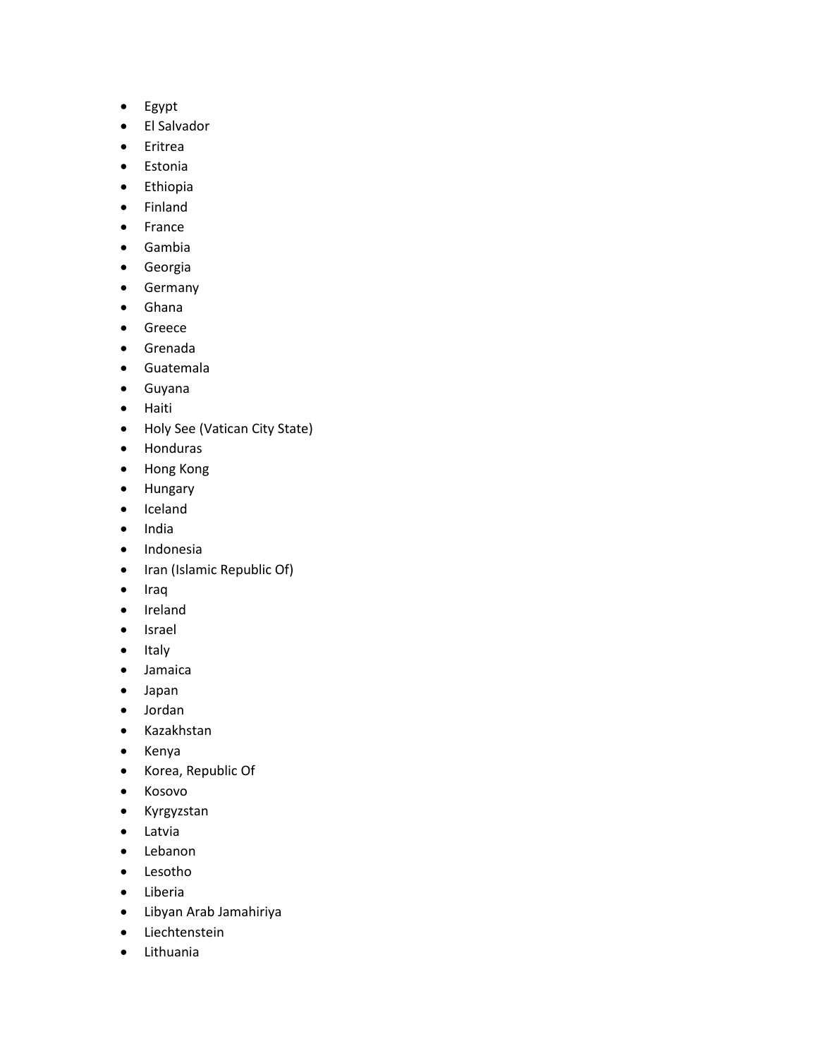- Egypt
- El Salvador
- Eritrea
- Estonia
- Ethiopia
- Finland
- France
- Gambia
- Georgia
- Germany
- Ghana
- Greece
- Grenada
- Guatemala
- Guyana
- Haiti
- Holy See (Vatican City State)
- Honduras
- Hong Kong
- Hungary
- Iceland
- India
- Indonesia
- Iran (Islamic Republic Of)
- Iraq
- Ireland
- Israel
- Italy
- Jamaica
- Japan
- Jordan
- Kazakhstan
- Kenya
- Korea, Republic Of
- Kosovo
- Kyrgyzstan
- Latvia
- Lebanon
- Lesotho
- Liberia
- Libyan Arab Jamahiriya
- Liechtenstein
- Lithuania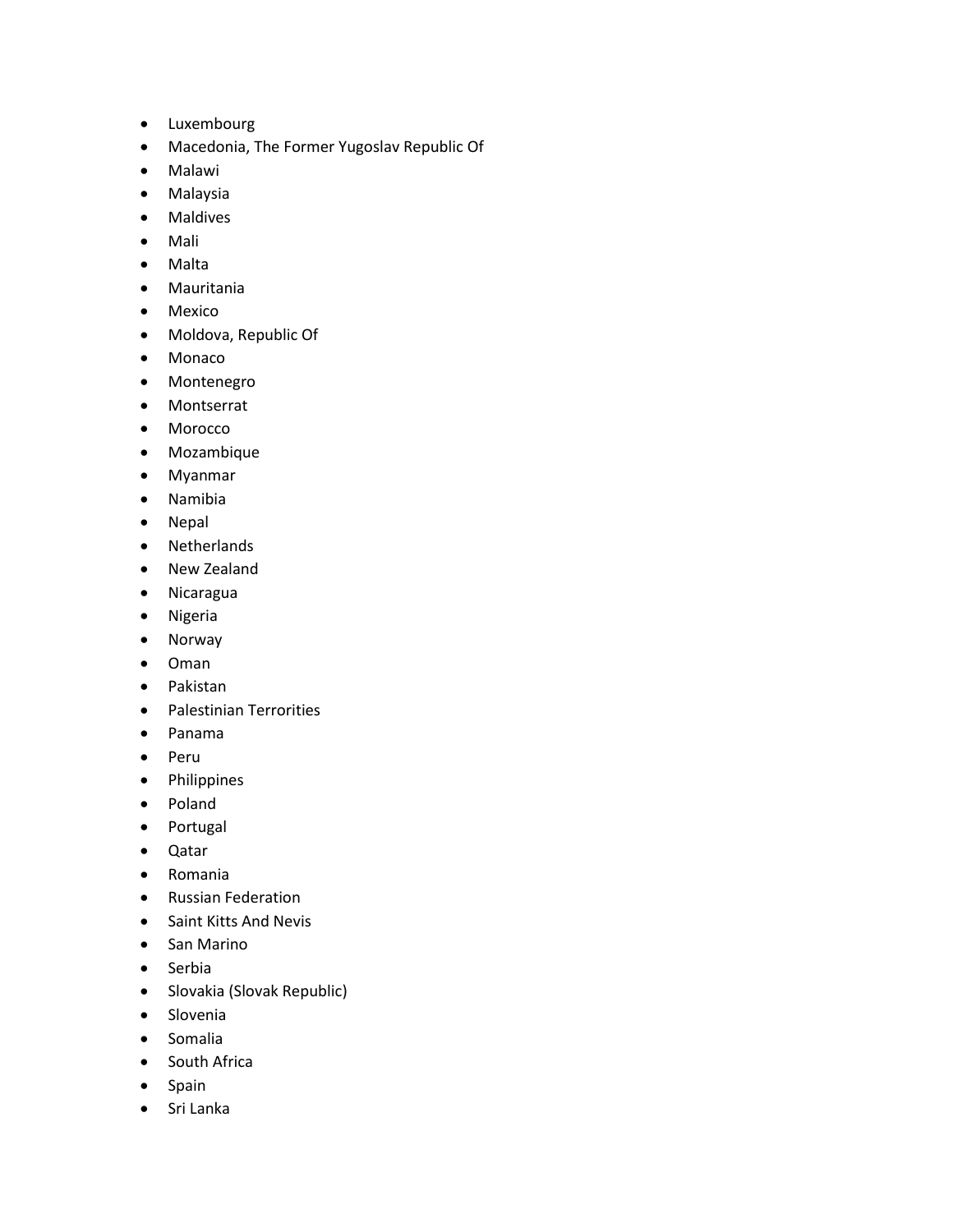- Luxembourg
- Macedonia, The Former Yugoslav Republic Of
- Malawi
- Malaysia
- Maldives
- Mali
- Malta
- Mauritania
- Mexico
- Moldova, Republic Of
- Monaco
- Montenegro
- Montserrat
- Morocco
- Mozambique
- Myanmar
- Namibia
- Nepal
- Netherlands
- New Zealand
- Nicaragua
- Nigeria
- Norway
- Oman
- Pakistan
- Palestinian Terrorities
- Panama
- Peru
- Philippines
- Poland
- Portugal
- Qatar
- Romania
- Russian Federation
- Saint Kitts And Nevis
- San Marino
- Serbia
- Slovakia (Slovak Republic)
- Slovenia
- Somalia
- South Africa
- Spain
- Sri Lanka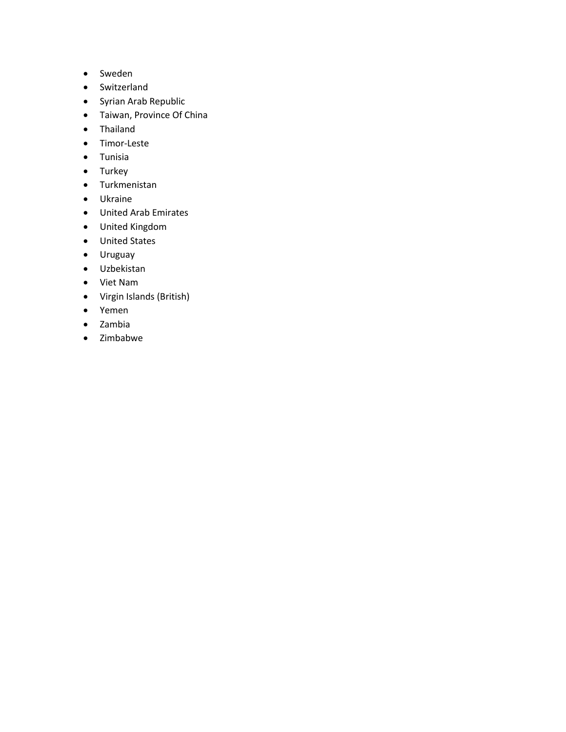- Sweden
- Switzerland
- Syrian Arab Republic
- Taiwan, Province Of China
- Thailand
- Timor-Leste
- Tunisia
- Turkey
- Turkmenistan
- Ukraine
- United Arab Emirates
- United Kingdom
- United States
- Uruguay
- Uzbekistan
- Viet Nam
- Virgin Islands (British)
- Yemen
- Zambia
- Zimbabwe